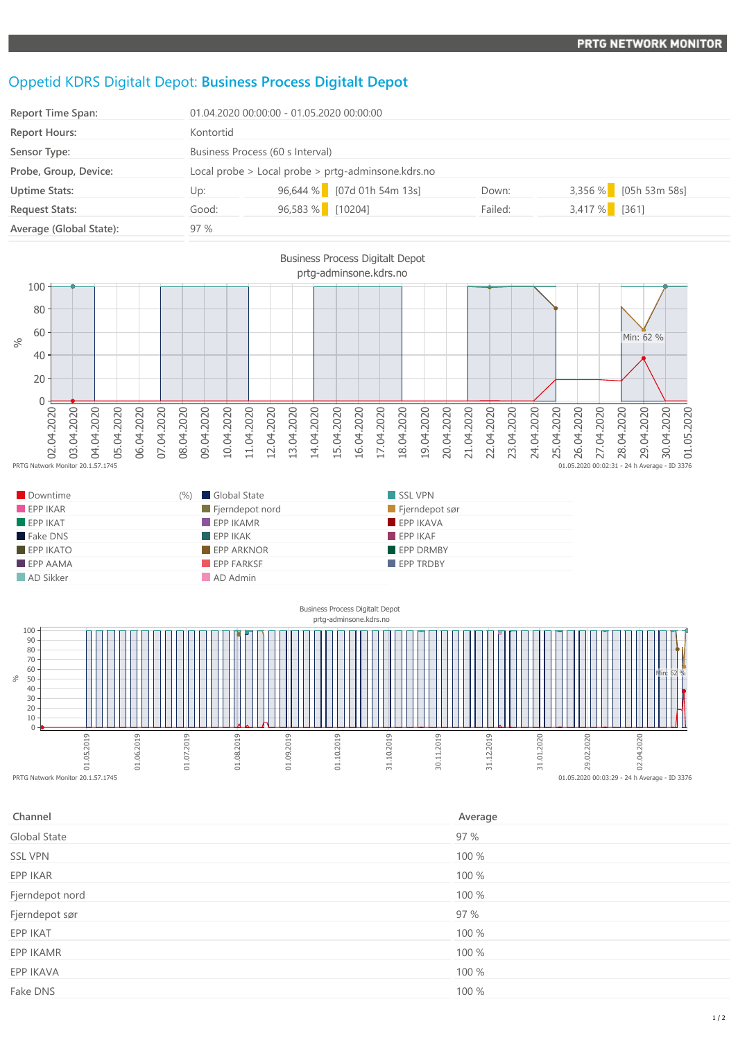PRTG NETWORK MONITOR

# Oppetid KDRS Digitalt Depot: **Business Process Digitalt Depot**

| | | | | | |
|---|---|---|---|---|---|
| **Report Time Span:** | 01.04.2020 00:00:00 - 01.05.2020 00:00:00 | | | | |
| **Report Hours:** | Kontortid | | | | |
| **Sensor Type:** | Business Process (60 s Interval) | | | | |
| **Probe, Group, Device:** | Local probe > Local probe > prtg-adminsone.kdrs.no | | | | |
| **Uptime Stats:** | Up: | 96,644 % [07d 01h 54m 13s] | Down: | 3,356 % | [05h 53m 58s] |
| **Request Stats:** | Good: | 96,583 % [10204] | Failed: | 3,417 % | [361] |
| **Average (Global State):** | 97 % | | | | |

Business Process Digitalt Depot
prtg-adminsone.kdrs.no

PRTG Network Monitor 20.1.57.1745 — 01.05.2020 00:02:31 - 24 h Average - ID 3376

| | | |
|---|---|---|
| Downtime (%) | Global State | SSL VPN |
| EPP IKAR | Fjerndepot nord | Fjerndepot sør |
| EPP IKAT | EPP IKAMR | EPP IKAVA |
| Fake DNS | EPP IKAK | EPP IKAF |
| EPP IKATO | EPP ARKNOR | EPP DRMBY |
| EPP AAMA | EPP FARKSF | EPP TRDBY |
| AD Sikker | AD Admin | |

Business Process Digitalt Depot
prtg-adminsone.kdrs.no

PRTG Network Monitor 20.1.57.1745 — 01.05.2020 00:03:29 - 24 h Average - ID 3376

| Channel | Average |
|---|---|
| Global State | 97 % |
| SSL VPN | 100 % |
| EPP IKAR | 100 % |
| Fjerndepot nord | 100 % |
| Fjerndepot sør | 97 % |
| EPP IKAT | 100 % |
| EPP IKAMR | 100 % |
| EPP IKAVA | 100 % |
| Fake DNS | 100 % |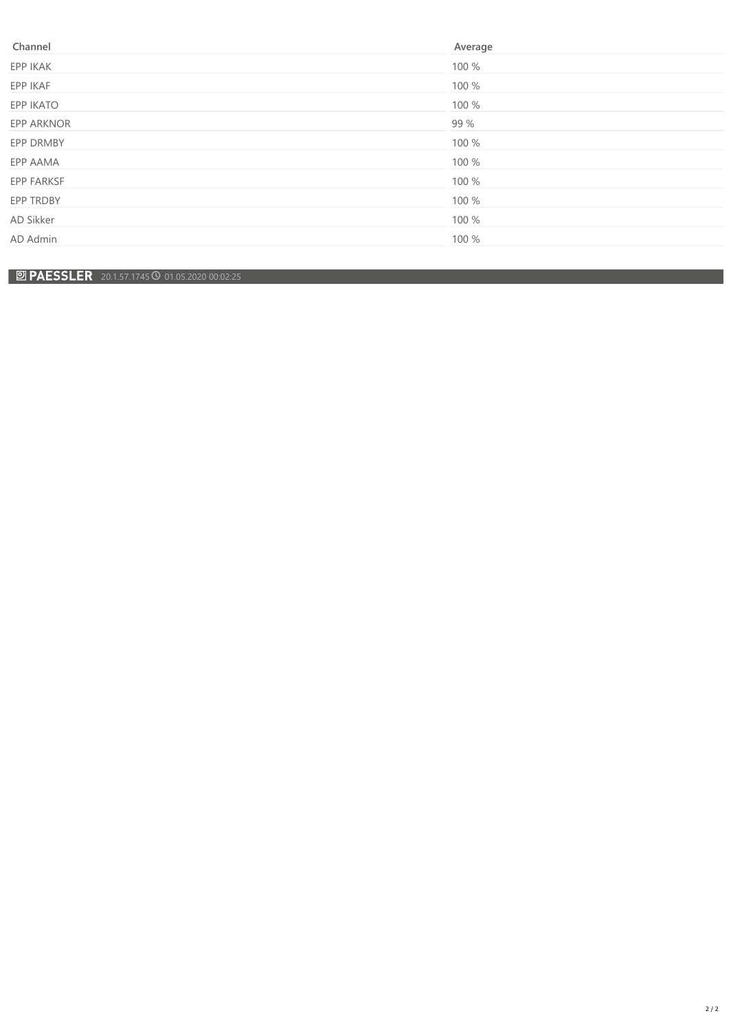| Channel | Average |
| --- | --- |
| EPP IKAK | 100 % |
| EPP IKAF | 100 % |
| EPP IKATO | 100 % |
| EPP ARKNOR | 99 % |
| EPP DRMBY | 100 % |
| EPP AAMA | 100 % |
| EPP FARKSF | 100 % |
| EPP TRDBY | 100 % |
| AD Sikker | 100 % |
| AD Admin | 100 % |

PAESSLER 20.1.57.1745 01.05.2020 00:02:25